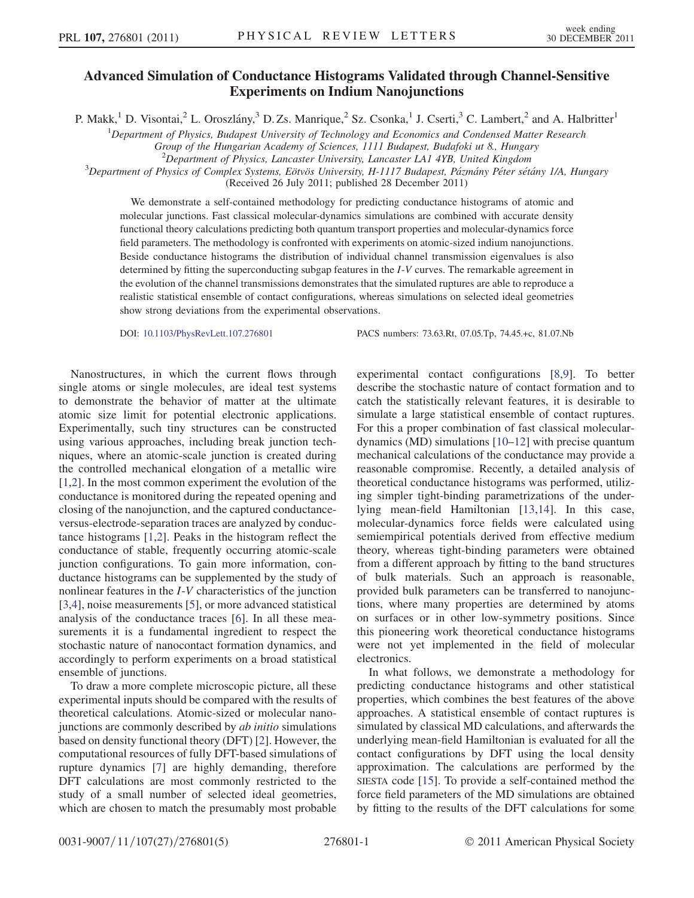# Advanced Simulation of Conductance Histograms Validated through Channel-Sensitive Experiments on Indium Nanojunctions

P. Makk,[1] D. Visontai,[2] L. Oroszlány,[3] D. Zs. Manrique,[2] Sz. Csonka,[1] J. Cserti,[3] C. Lambert,[2] and A. Halbritter[1]

[1]Department of Physics, Budapest University of Technology and Economics and Condensed Matter Research Group of the Hungarian Academy of Sciences, 1111 Budapest, Budafoki ut 8., Hungary

[2]Department of Physics, Lancaster University, Lancaster LA1 4YB, United Kingdom

[3]Department of Physics of Complex Systems, Eötvös University, H-1117 Budapest, Pázmány Péter sétány 1/A, Hungary

(Received 26 July 2011; published 28 December 2011)

We demonstrate a self-contained methodology for predicting conductance histograms of atomic and molecular junctions. Fast classical molecular-dynamics simulations are combined with accurate density functional theory calculations predicting both quantum transport properties and molecular-dynamics force field parameters. The methodology is confronted with experiments on atomic-sized indium nanojunctions. Beside conductance histograms the distribution of individual channel transmission eigenvalues is also determined by fitting the superconducting subgap features in the *I-V* curves. The remarkable agreement in the evolution of the channel transmissions demonstrates that the simulated ruptures are able to reproduce a realistic statistical ensemble of contact configurations, whereas simulations on selected ideal geometries show strong deviations from the experimental observations.

DOI: 10.1103/PhysRevLett.107.276801 PACS numbers: 73.63.Rt, 07.05.Tp, 74.45.+c, 81.07.Nb

Nanostructures, in which the current flows through single atoms or single molecules, are ideal test systems to demonstrate the behavior of matter at the ultimate atomic size limit for potential electronic applications. Experimentally, such tiny structures can be constructed using various approaches, including break junction techniques, where an atomic-scale junction is created during the controlled mechanical elongation of a metallic wire [1,2]. In the most common experiment the evolution of the conductance is monitored during the repeated opening and closing of the nanojunction, and the captured conductance-versus-electrode-separation traces are analyzed by conductance histograms [1,2]. Peaks in the histogram reflect the conductance of stable, frequently occurring atomic-scale junction configurations. To gain more information, conductance histograms can be supplemented by the study of nonlinear features in the *I-V* characteristics of the junction [3,4], noise measurements [5], or more advanced statistical analysis of the conductance traces [6]. In all these measurements it is a fundamental ingredient to respect the stochastic nature of nanocontact formation dynamics, and accordingly to perform experiments on a broad statistical ensemble of junctions.

To draw a more complete microscopic picture, all these experimental inputs should be compared with the results of theoretical calculations. Atomic-sized or molecular nanojunctions are commonly described by *ab initio* simulations based on density functional theory (DFT) [2]. However, the computational resources of fully DFT-based simulations of rupture dynamics [7] are highly demanding, therefore DFT calculations are most commonly restricted to the study of a small number of selected ideal geometries, which are chosen to match the presumably most probable experimental contact configurations [8,9]. To better describe the stochastic nature of contact formation and to catch the statistically relevant features, it is desirable to simulate a large statistical ensemble of contact ruptures. For this a proper combination of fast classical molecular-dynamics (MD) simulations [10–12] with precise quantum mechanical calculations of the conductance may provide a reasonable compromise. Recently, a detailed analysis of theoretical conductance histograms was performed, utilizing simpler tight-binding parametrizations of the underlying mean-field Hamiltonian [13,14]. In this case, molecular-dynamics force fields were calculated using semiempirical potentials derived from effective medium theory, whereas tight-binding parameters were obtained from a different approach by fitting to the band structures of bulk materials. Such an approach is reasonable, provided bulk parameters can be transferred to nanojunctions, where many properties are determined by atoms on surfaces or in other low-symmetry positions. Since this pioneering work theoretical conductance histograms were not yet implemented in the field of molecular electronics.

In what follows, we demonstrate a methodology for predicting conductance histograms and other statistical properties, which combines the best features of the above approaches. A statistical ensemble of contact ruptures is simulated by classical MD calculations, and afterwards the underlying mean-field Hamiltonian is evaluated for all the contact configurations by DFT using the local density approximation. The calculations are performed by the SIESTA code [15]. To provide a self-contained method the force field parameters of the MD simulations are obtained by fitting to the results of the DFT calculations for some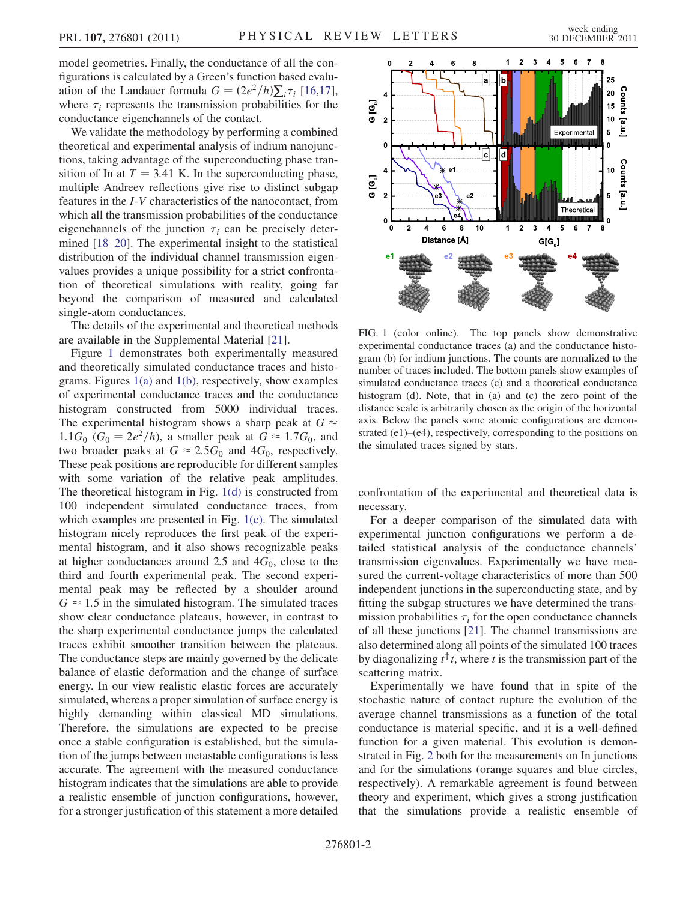model geometries. Finally, the conductance of all the configurations is calculated by a Green's function based evaluation of the Landauer formula $G = (2e^2/h)\sum_i \tau_i$ [16,17], where $\tau_i$ represents the transmission probabilities for the conductance eigenchannels of the contact.

We validate the methodology by performing a combined theoretical and experimental analysis of indium nanojunctions, taking advantage of the superconducting phase transition of In at $T = 3.41$ K. In the superconducting phase, multiple Andreev reflections give rise to distinct subgap features in the $I$-$V$ characteristics of the nanocontact, from which all the transmission probabilities of the conductance eigenchannels of the junction $\tau_i$ can be precisely determined [18–20]. The experimental insight to the statistical distribution of the individual channel transmission eigenvalues provides a unique possibility for a strict confrontation of theoretical simulations with reality, going far beyond the comparison of measured and calculated single-atom conductances.

The details of the experimental and theoretical methods are available in the Supplemental Material [21].

Figure 1 demonstrates both experimentally measured and theoretically simulated conductance traces and histograms. Figures 1(a) and 1(b), respectively, show examples of experimental conductance traces and the conductance histogram constructed from 5000 individual traces. The experimental histogram shows a sharp peak at $G \approx 1.1G_0$ ($G_0 = 2e^2/h$), a smaller peak at $G \approx 1.7G_0$, and two broader peaks at $G \approx 2.5G_0$ and $4G_0$, respectively. These peak positions are reproducible for different samples with some variation of the relative peak amplitudes. The theoretical histogram in Fig. 1(d) is constructed from 100 independent simulated conductance traces, from which examples are presented in Fig. 1(c). The simulated histogram nicely reproduces the first peak of the experimental histogram, and it also shows recognizable peaks at higher conductances around 2.5 and $4G_0$, close to the third and fourth experimental peak. The second experimental peak may be reflected by a shoulder around $G \approx 1.5$ in the simulated histogram. The simulated traces show clear conductance plateaus, however, in contrast to the sharp experimental conductance jumps the calculated traces exhibit smoother transition between the plateaus. The conductance steps are mainly governed by the delicate balance of elastic deformation and the change of surface energy. In our view realistic elastic forces are accurately simulated, whereas a proper simulation of surface energy is highly demanding within classical MD simulations. Therefore, the simulations are expected to be precise once a stable configuration is established, but the simulation of the jumps between metastable configurations is less accurate. The agreement with the measured conductance histogram indicates that the simulations are able to provide a realistic ensemble of junction configurations, however, for a stronger justification of this statement a more detailed confrontation of the experimental and theoretical data is necessary.

FIG. 1 (color online). The top panels show demonstrative experimental conductance traces (a) and the conductance histogram (b) for indium junctions. The counts are normalized to the number of traces included. The bottom panels show examples of simulated conductance traces (c) and a theoretical conductance histogram (d). Note, that in (a) and (c) the zero point of the distance scale is arbitrarily chosen as the origin of the horizontal axis. Below the panels some atomic configurations are demonstrated (e1)–(e4), respectively, corresponding to the positions on the simulated traces signed by stars.

For a deeper comparison of the simulated data with experimental junction configurations we perform a detailed statistical analysis of the conductance channels' transmission eigenvalues. Experimentally we have measured the current-voltage characteristics of more than 500 independent junctions in the superconducting state, and by fitting the subgap structures we have determined the transmission probabilities $\tau_i$ for the open conductance channels of all these junctions [21]. The channel transmissions are also determined along all points of the simulated 100 traces by diagonalizing $t^\dagger t$, where $t$ is the transmission part of the scattering matrix.

Experimentally we have found that in spite of the stochastic nature of contact rupture the evolution of the average channel transmissions as a function of the total conductance is material specific, and it is a well-defined function for a given material. This evolution is demonstrated in Fig. 2 both for the measurements on In junctions and for the simulations (orange squares and blue circles, respectively). A remarkable agreement is found between theory and experiment, which gives a strong justification that the simulations provide a realistic ensemble of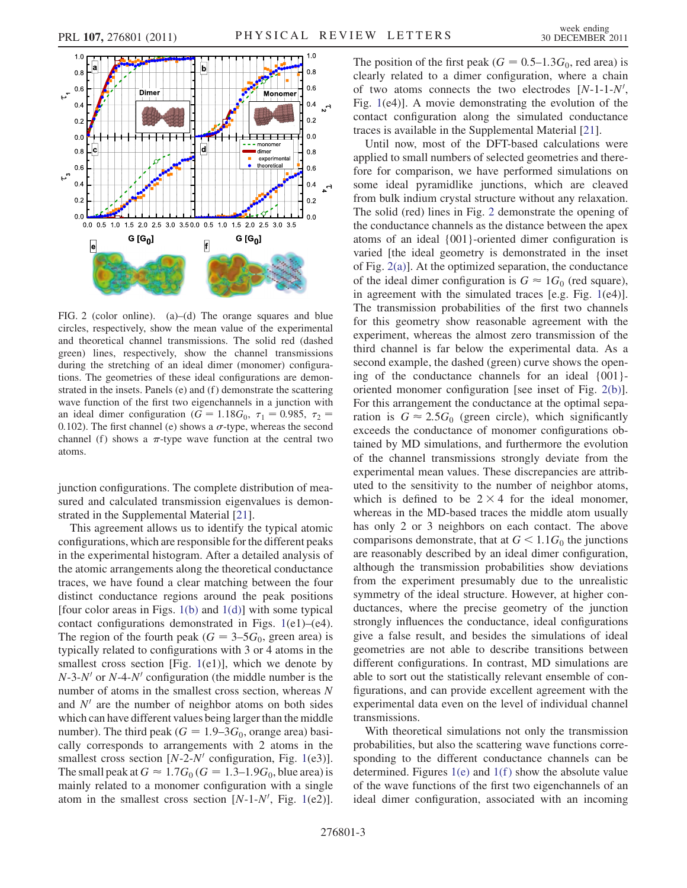FIG. 2 (color online). (a)–(d) The orange squares and blue circles, respectively, show the mean value of the experimental and theoretical channel transmissions. The solid red (dashed green) lines, respectively, show the channel transmissions during the stretching of an ideal dimer (monomer) configurations. The geometries of these ideal configurations are demonstrated in the insets. Panels (e) and (f) demonstrate the scattering wave function of the first two eigenchannels in a junction with an ideal dimer configuration ($G = 1.18G_0$, $\tau_1 = 0.985$, $\tau_2 = 0.102$). The first channel (e) shows a $\sigma$-type, whereas the second channel (f) shows a $\pi$-type wave function at the central two atoms.

junction configurations. The complete distribution of measured and calculated transmission eigenvalues is demonstrated in the Supplemental Material [21].

This agreement allows us to identify the typical atomic configurations, which are responsible for the different peaks in the experimental histogram. After a detailed analysis of the atomic arrangements along the theoretical conductance traces, we have found a clear matching between the four distinct conductance regions around the peak positions [four color areas in Figs. 1(b) and 1(d)] with some typical contact configurations demonstrated in Figs. 1(e1)–(e4). The region of the fourth peak ($G = 3$–$5G_0$, green area) is typically related to configurations with 3 or 4 atoms in the smallest cross section [Fig. 1(e1)], which we denote by $N$-3-$N'$ or $N$-4-$N'$ configuration (the middle number is the number of atoms in the smallest cross section, whereas $N$ and $N'$ are the number of neighbor atoms on both sides which can have different values being larger than the middle number). The third peak ($G = 1.9$–$3G_0$, orange area) basically corresponds to arrangements with 2 atoms in the smallest cross section [$N$-2-$N'$ configuration, Fig. 1(e3)]. The small peak at $G \approx 1.7G_0$ ($G = 1.3$–$1.9G_0$, blue area) is mainly related to a monomer configuration with a single atom in the smallest cross section [$N$-1-$N'$, Fig. 1(e2)]. The position of the first peak ($G = 0.5$–$1.3G_0$, red area) is clearly related to a dimer configuration, where a chain of two atoms connects the two electrodes [$N$-1-1-$N'$, Fig. 1(e4)]. A movie demonstrating the evolution of the contact configuration along the simulated conductance traces is available in the Supplemental Material [21].

Until now, most of the DFT-based calculations were applied to small numbers of selected geometries and therefore for comparison, we have performed simulations on some ideal pyramidlike junctions, which are cleaved from bulk indium crystal structure without any relaxation. The solid (red) lines in Fig. 2 demonstrate the opening of the conductance channels as the distance between the apex atoms of an ideal {001}-oriented dimer configuration is varied [the ideal geometry is demonstrated in the inset of Fig. 2(a)]. At the optimized separation, the conductance of the ideal dimer configuration is $G \approx 1G_0$ (red square), in agreement with the simulated traces [e.g. Fig. 1(e4)]. The transmission probabilities of the first two channels for this geometry show reasonable agreement with the experiment, whereas the almost zero transmission of the third channel is far below the experimental data. As a second example, the dashed (green) curve shows the opening of the conductance channels for an ideal {001}-oriented monomer configuration [see inset of Fig. 2(b)]. For this arrangement the conductance at the optimal separation is $G \approx 2.5G_0$ (green circle), which significantly exceeds the conductance of monomer configurations obtained by MD simulations, and furthermore the evolution of the channel transmissions strongly deviate from the experimental mean values. These discrepancies are attributed to the sensitivity to the number of neighbor atoms, which is defined to be $2 \times 4$ for the ideal monomer, whereas in the MD-based traces the middle atom usually has only 2 or 3 neighbors on each contact. The above comparisons demonstrate, that at $G < 1.1G_0$ the junctions are reasonably described by an ideal dimer configuration, although the transmission probabilities show deviations from the experiment presumably due to the unrealistic symmetry of the ideal structure. However, at higher conductances, where the precise geometry of the junction strongly influences the conductance, ideal configurations give a false result, and besides the simulations of ideal geometries are not able to describe transitions between different configurations. In contrast, MD simulations are able to sort out the statistically relevant ensemble of configurations, and can provide excellent agreement with the experimental data even on the level of individual channel transmissions.

With theoretical simulations not only the transmission probabilities, but also the scattering wave functions corresponding to the different conductance channels can be determined. Figures 1(e) and 1(f) show the absolute value of the wave functions of the first two eigenchannels of an ideal dimer configuration, associated with an incoming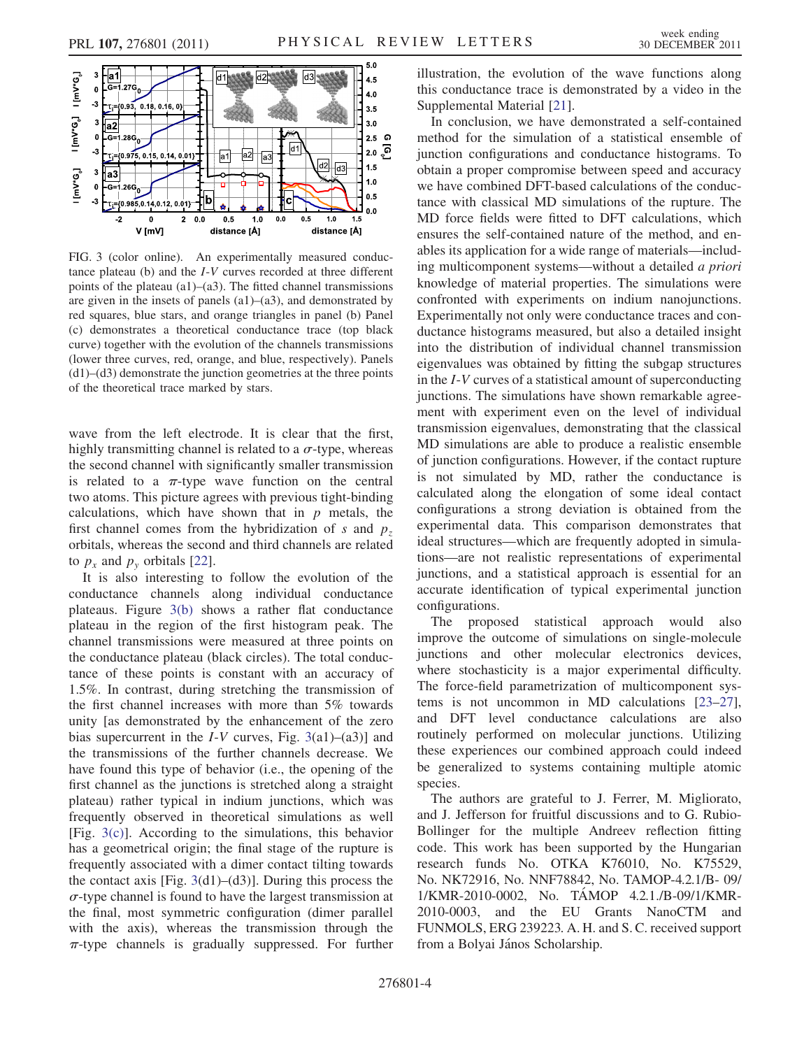a1
G=1.27G$_0$
$\tau_i$={0.93, 0.18, 0.16, 0}

a2
G=1.28G$_0$
$\tau_i$={0.975, 0.15, 0.14, 0.01}

a3
G=1.26G$_0$
$\tau_i$={0.985,0.14,0.12, 0.01}

I [mV*G$_0$]
V [mV]
distance [Å]
G [G$_0$]

FIG. 3 (color online). An experimentally measured conductance plateau (b) and the $I$-$V$ curves recorded at three different points of the plateau (a1)–(a3). The fitted channel transmissions are given in the insets of panels (a1)–(a3), and demonstrated by red squares, blue stars, and orange triangles in panel (b) Panel (c) demonstrates a theoretical conductance trace (top black curve) together with the evolution of the channels transmissions (lower three curves, red, orange, and blue, respectively). Panels (d1)–(d3) demonstrate the junction geometries at the three points of the theoretical trace marked by stars.

wave from the left electrode. It is clear that the first, highly transmitting channel is related to a $\sigma$-type, whereas the second channel with significantly smaller transmission is related to a $\pi$-type wave function on the central two atoms. This picture agrees with previous tight-binding calculations, which have shown that in $p$ metals, the first channel comes from the hybridization of $s$ and $p_z$ orbitals, whereas the second and third channels are related to $p_x$ and $p_y$ orbitals [22].

It is also interesting to follow the evolution of the conductance channels along individual conductance plateaus. Figure 3(b) shows a rather flat conductance plateau in the region of the first histogram peak. The channel transmissions were measured at three points on the conductance plateau (black circles). The total conductance of these points is constant with an accuracy of 1.5%. In contrast, during stretching the transmission of the first channel increases with more than 5% towards unity [as demonstrated by the enhancement of the zero bias supercurrent in the $I$-$V$ curves, Fig. 3(a1)–(a3)] and the transmissions of the further channels decrease. We have found this type of behavior (i.e., the opening of the first channel as the junctions is stretched along a straight plateau) rather typical in indium junctions, which was frequently observed in theoretical simulations as well [Fig. 3(c)]. According to the simulations, this behavior has a geometrical origin; the final stage of the rupture is frequently associated with a dimer contact tilting towards the contact axis [Fig. 3(d1)–(d3)]. During this process the $\sigma$-type channel is found to have the largest transmission at the final, most symmetric configuration (dimer parallel with the axis), whereas the transmission through the $\pi$-type channels is gradually suppressed. For further illustration, the evolution of the wave functions along this conductance trace is demonstrated by a video in the Supplemental Material [21].

In conclusion, we have demonstrated a self-contained method for the simulation of a statistical ensemble of junction configurations and conductance histograms. To obtain a proper compromise between speed and accuracy we have combined DFT-based calculations of the conductance with classical MD simulations of the rupture. The MD force fields were fitted to DFT calculations, which ensures the self-contained nature of the method, and enables its application for a wide range of materials—including multicomponent systems—without a detailed *a priori* knowledge of material properties. The simulations were confronted with experiments on indium nanojunctions. Experimentally not only were conductance traces and conductance histograms measured, but also a detailed insight into the distribution of individual channel transmission eigenvalues was obtained by fitting the subgap structures in the $I$-$V$ curves of a statistical amount of superconducting junctions. The simulations have shown remarkable agreement with experiment even on the level of individual transmission eigenvalues, demonstrating that the classical MD simulations are able to produce a realistic ensemble of junction configurations. However, if the contact rupture is not simulated by MD, rather the conductance is calculated along the elongation of some ideal contact configurations a strong deviation is obtained from the experimental data. This comparison demonstrates that ideal structures—which are frequently adopted in simulations—are not realistic representations of experimental junctions, and a statistical approach is essential for an accurate identification of typical experimental junction configurations.

The proposed statistical approach would also improve the outcome of simulations on single-molecule junctions and other molecular electronics devices, where stochasticity is a major experimental difficulty. The force-field parametrization of multicomponent systems is not uncommon in MD calculations [23–27], and DFT level conductance calculations are also routinely performed on molecular junctions. Utilizing these experiences our combined approach could indeed be generalized to systems containing multiple atomic species.

The authors are grateful to J. Ferrer, M. Migliorato, and J. Jefferson for fruitful discussions and to G. Rubio-Bollinger for the multiple Andreev reflection fitting code. This work has been supported by the Hungarian research funds No. OTKA K76010, No. K75529, No. NK72916, No. NNF78842, No. TAMOP-4.2.1/B- 09/1/KMR-2010-0002, No. TÁMOP 4.2.1./B-09/1/KMR-2010-0003, and the EU Grants NanoCTM and FUNMOLS, ERG 239223. A. H. and S. C. received support from a Bolyai János Scholarship.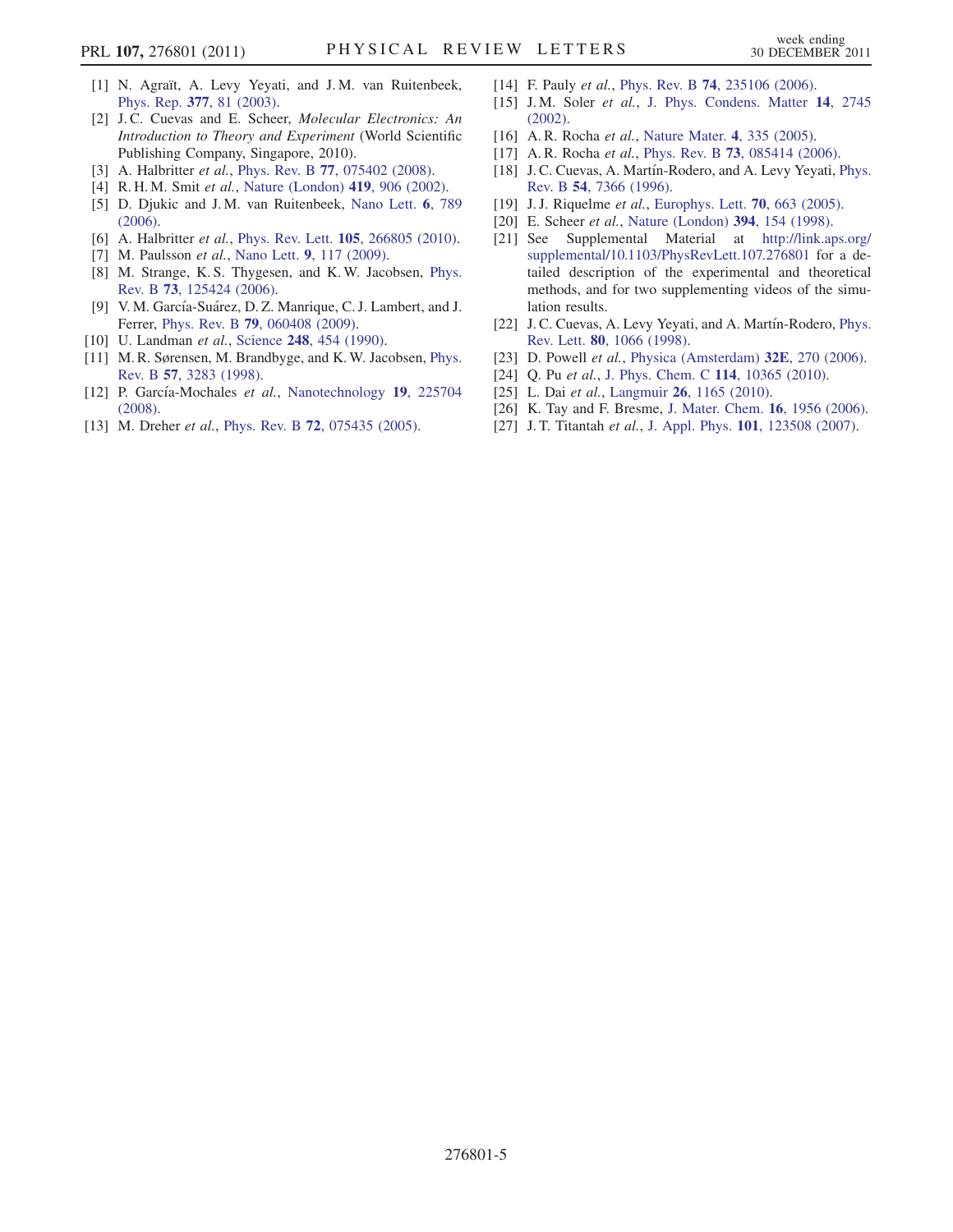[1] N. Agraït, A. Levy Yeyati, and J. M. van Ruitenbeek, Phys. Rep. **377**, 81 (2003).

[2] J. C. Cuevas and E. Scheer, *Molecular Electronics: An Introduction to Theory and Experiment* (World Scientific Publishing Company, Singapore, 2010).

[3] A. Halbritter *et al.*, Phys. Rev. B **77**, 075402 (2008).

[4] R. H. M. Smit *et al.*, Nature (London) **419**, 906 (2002).

[5] D. Djukic and J. M. van Ruitenbeek, Nano Lett. **6**, 789 (2006).

[6] A. Halbritter *et al.*, Phys. Rev. Lett. **105**, 266805 (2010).

[7] M. Paulsson *et al.*, Nano Lett. **9**, 117 (2009).

[8] M. Strange, K. S. Thygesen, and K. W. Jacobsen, Phys. Rev. B **73**, 125424 (2006).

[9] V. M. García-Suárez, D. Z. Manrique, C. J. Lambert, and J. Ferrer, Phys. Rev. B **79**, 060408 (2009).

[10] U. Landman *et al.*, Science **248**, 454 (1990).

[11] M. R. Sørensen, M. Brandbyge, and K. W. Jacobsen, Phys. Rev. B **57**, 3283 (1998).

[12] P. García-Mochales *et al.*, Nanotechnology **19**, 225704 (2008).

[13] M. Dreher *et al.*, Phys. Rev. B **72**, 075435 (2005).

[14] F. Pauly *et al.*, Phys. Rev. B **74**, 235106 (2006).

[15] J. M. Soler *et al.*, J. Phys. Condens. Matter **14**, 2745 (2002).

[16] A. R. Rocha *et al.*, Nature Mater. **4**, 335 (2005).

[17] A. R. Rocha *et al.*, Phys. Rev. B **73**, 085414 (2006).

[18] J. C. Cuevas, A. Martín-Rodero, and A. Levy Yeyati, Phys. Rev. B **54**, 7366 (1996).

[19] J. J. Riquelme *et al.*, Europhys. Lett. **70**, 663 (2005).

[20] E. Scheer *et al.*, Nature (London) **394**, 154 (1998).

[21] See Supplemental Material at http://link.aps.org/supplemental/10.1103/PhysRevLett.107.276801 for a detailed description of the experimental and theoretical methods, and for two supplementing videos of the simulation results.

[22] J. C. Cuevas, A. Levy Yeyati, and A. Martín-Rodero, Phys. Rev. Lett. **80**, 1066 (1998).

[23] D. Powell *et al.*, Physica (Amsterdam) **32E**, 270 (2006).

[24] Q. Pu *et al.*, J. Phys. Chem. C **114**, 10365 (2010).

[25] L. Dai *et al.*, Langmuir **26**, 1165 (2010).

[26] K. Tay and F. Bresme, J. Mater. Chem. **16**, 1956 (2006).

[27] J. T. Titantah *et al.*, J. Appl. Phys. **101**, 123508 (2007).